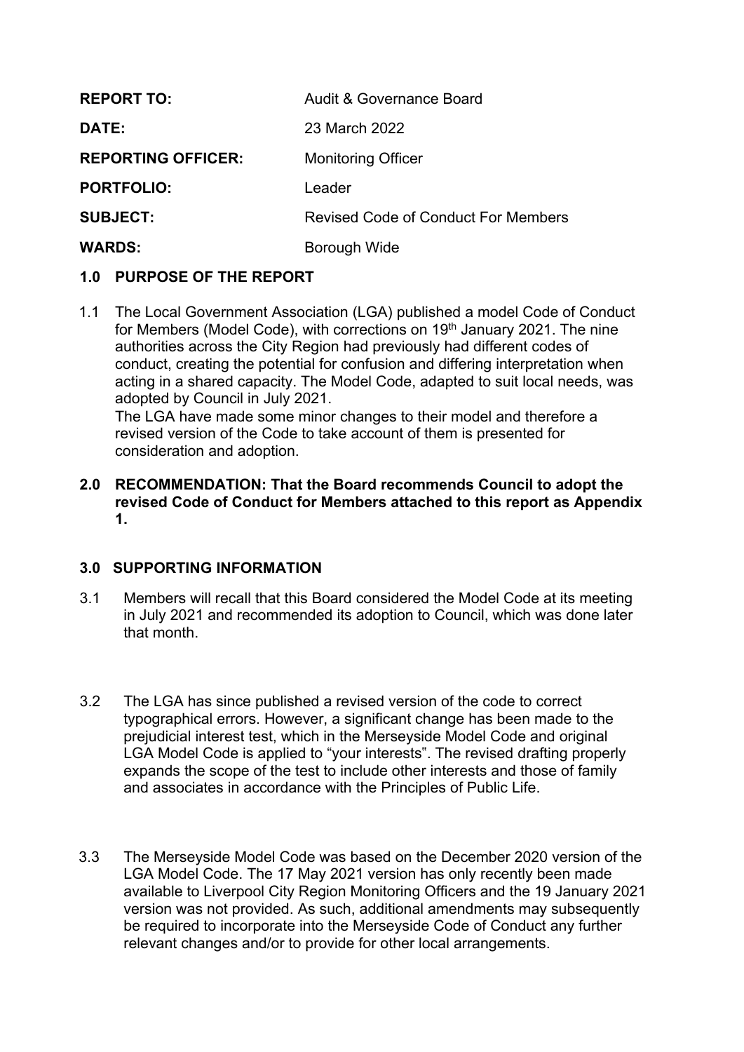| | |
|---|---|
| **REPORT TO:** | Audit & Governance Board |
| **DATE:** | 23 March 2022 |
| **REPORTING OFFICER:** | Monitoring Officer |
| **PORTFOLIO:** | Leader |
| **SUBJECT:** | Revised Code of Conduct For Members |
| **WARDS:** | Borough Wide |

## 1.0 PURPOSE OF THE REPORT

1.1 The Local Government Association (LGA) published a model Code of Conduct for Members (Model Code), with corrections on 19th January 2021. The nine authorities across the City Region had previously had different codes of conduct, creating the potential for confusion and differing interpretation when acting in a shared capacity. The Model Code, adapted to suit local needs, was adopted by Council in July 2021.
The LGA have made some minor changes to their model and therefore a revised version of the Code to take account of them is presented for consideration and adoption.

## 2.0 RECOMMENDATION: That the Board recommends Council to adopt the revised Code of Conduct for Members attached to this report as Appendix 1.

## 3.0 SUPPORTING INFORMATION

3.1 Members will recall that this Board considered the Model Code at its meeting in July 2021 and recommended its adoption to Council, which was done later that month.

3.2 The LGA has since published a revised version of the code to correct typographical errors. However, a significant change has been made to the prejudicial interest test, which in the Merseyside Model Code and original LGA Model Code is applied to "your interests". The revised drafting properly expands the scope of the test to include other interests and those of family and associates in accordance with the Principles of Public Life.

3.3 The Merseyside Model Code was based on the December 2020 version of the LGA Model Code. The 17 May 2021 version has only recently been made available to Liverpool City Region Monitoring Officers and the 19 January 2021 version was not provided. As such, additional amendments may subsequently be required to incorporate into the Merseyside Code of Conduct any further relevant changes and/or to provide for other local arrangements.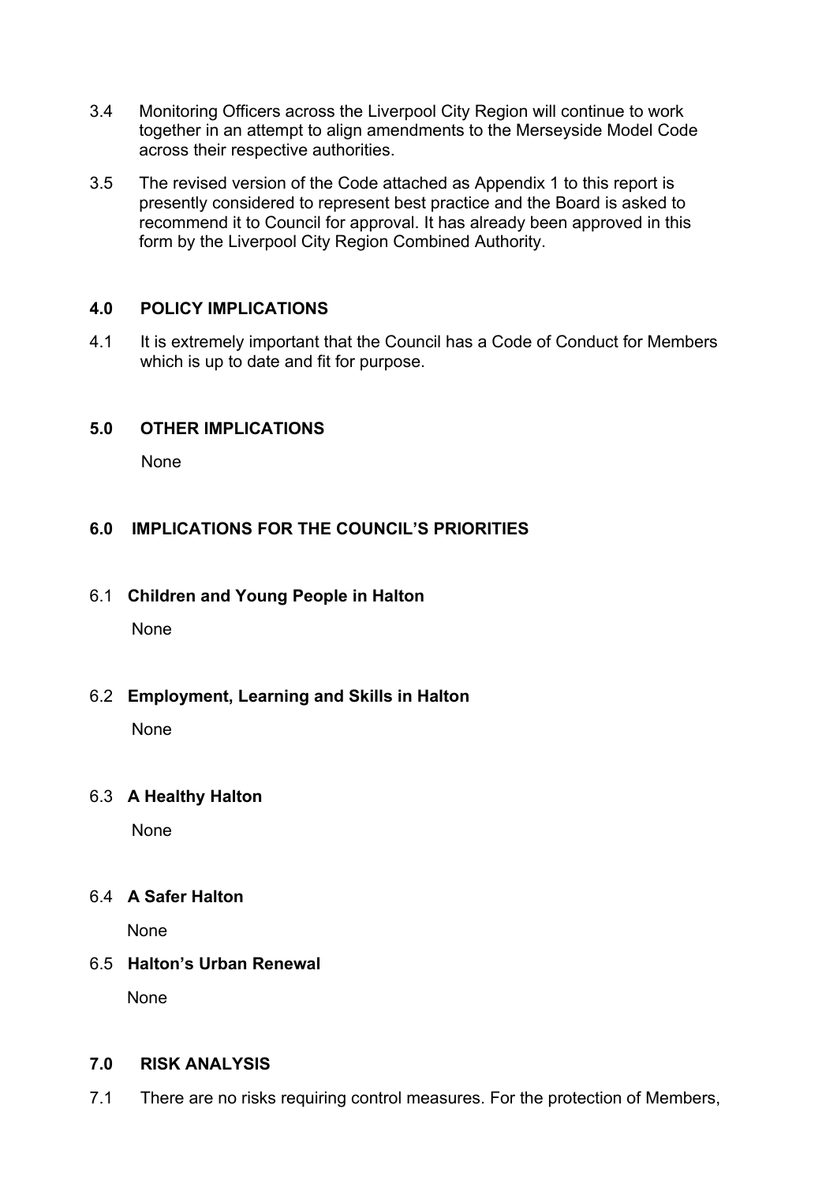3.4 Monitoring Officers across the Liverpool City Region will continue to work together in an attempt to align amendments to the Merseyside Model Code across their respective authorities.

3.5 The revised version of the Code attached as Appendix 1 to this report is presently considered to represent best practice and the Board is asked to recommend it to Council for approval. It has already been approved in this form by the Liverpool City Region Combined Authority.

## 4.0 POLICY IMPLICATIONS

4.1 It is extremely important that the Council has a Code of Conduct for Members which is up to date and fit for purpose.

## 5.0 OTHER IMPLICATIONS

None

## 6.0 IMPLICATIONS FOR THE COUNCIL'S PRIORITIES

### 6.1 Children and Young People in Halton

None

### 6.2 Employment, Learning and Skills in Halton

None

### 6.3 A Healthy Halton

None

### 6.4 A Safer Halton

None

### 6.5 Halton's Urban Renewal

None

## 7.0 RISK ANALYSIS

7.1 There are no risks requiring control measures. For the protection of Members,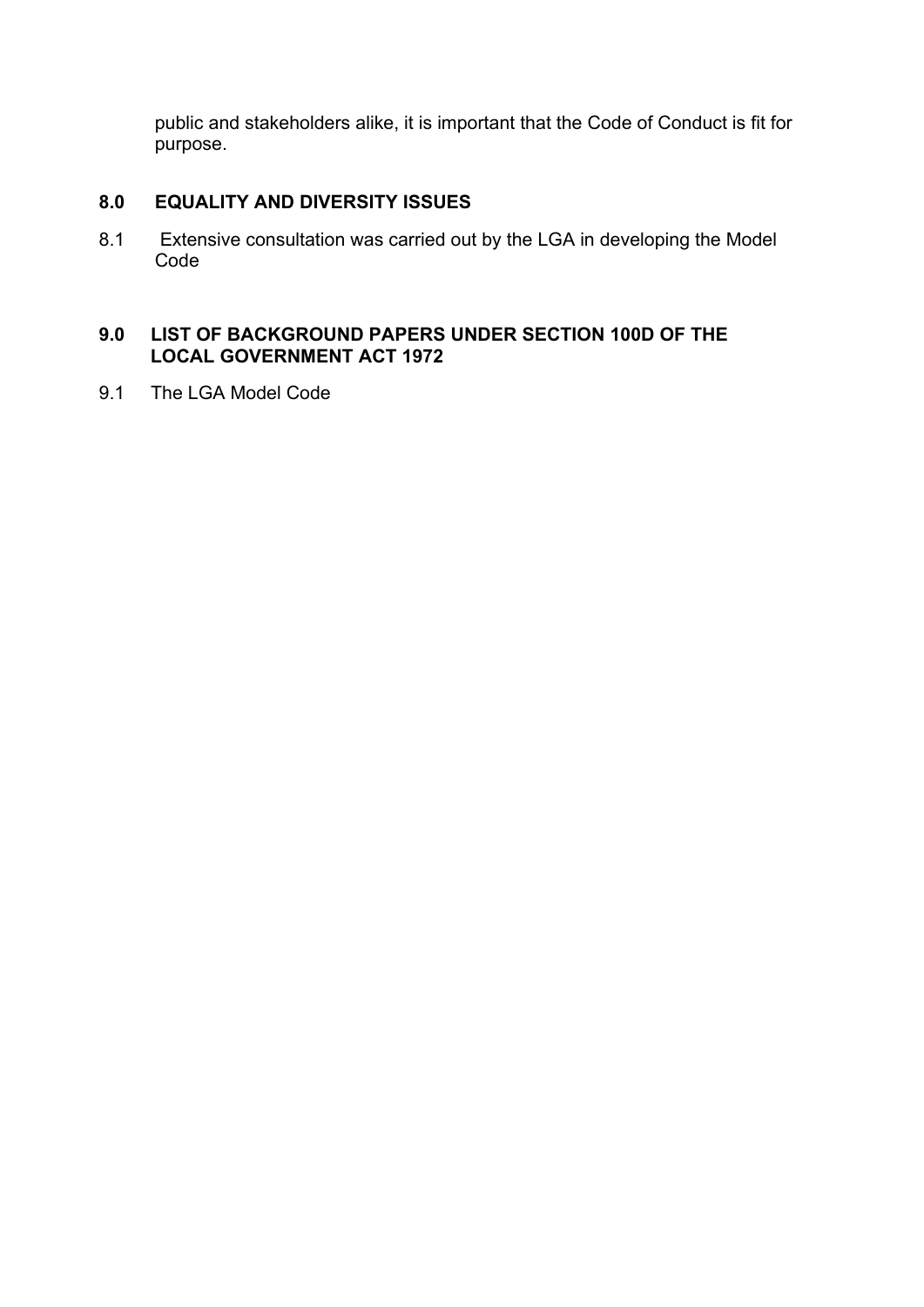public and stakeholders alike, it is important that the Code of Conduct is fit for purpose.

## 8.0 EQUALITY AND DIVERSITY ISSUES

8.1 Extensive consultation was carried out by the LGA in developing the Model Code

## 9.0 LIST OF BACKGROUND PAPERS UNDER SECTION 100D OF THE LOCAL GOVERNMENT ACT 1972

9.1 The LGA Model Code